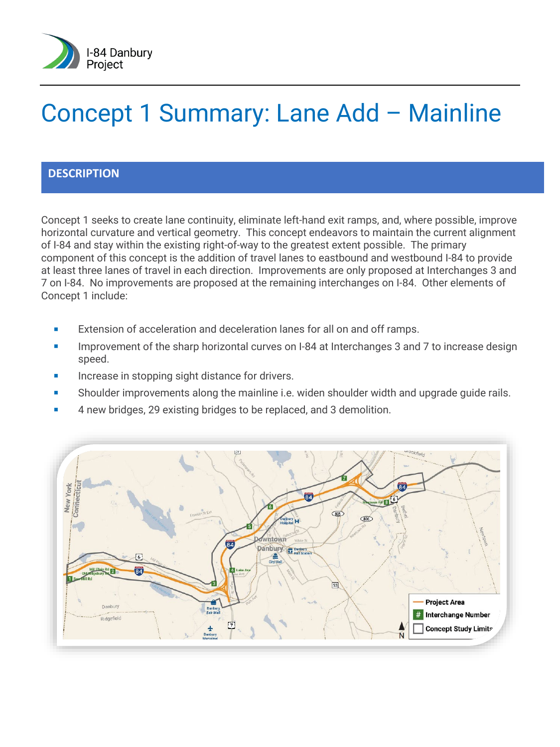# Concept 1 Summary: Lane Add – Mainline

## DESCRIPTION

Concept 1 seeks to create lane continuity, eliminate left-hand exit ramps, and, where possible, improve horizontal curvature and vertical geometry. This concept endeavors to maintain the current alignment of I-84 and stay within the existing right-of-way to the greatest extent possible. The primary component of this concept is the addition of travel lanes to eastbound and westbound I-84 to provide at least three lanes of travel in each direction. Improvements are only proposed at Interchanges 3 and 7 on I-84. No improvements are proposed at the remaining interchanges on I-84. Other elements of Concept 1 include:

- Extension of acceleration and deceleration lanes for all on and off ramps.
- Improvement of the sharp horizontal curves on I-84 at Interchanges 3 and 7 to increase design speed.
- Increase in stopping sight distance for drivers.
- Shoulder improvements along the mainline i.e. widen shoulder width and upgrade guide rails.
- 4 new bridges, 29 existing bridges to be replaced, and 3 demolition.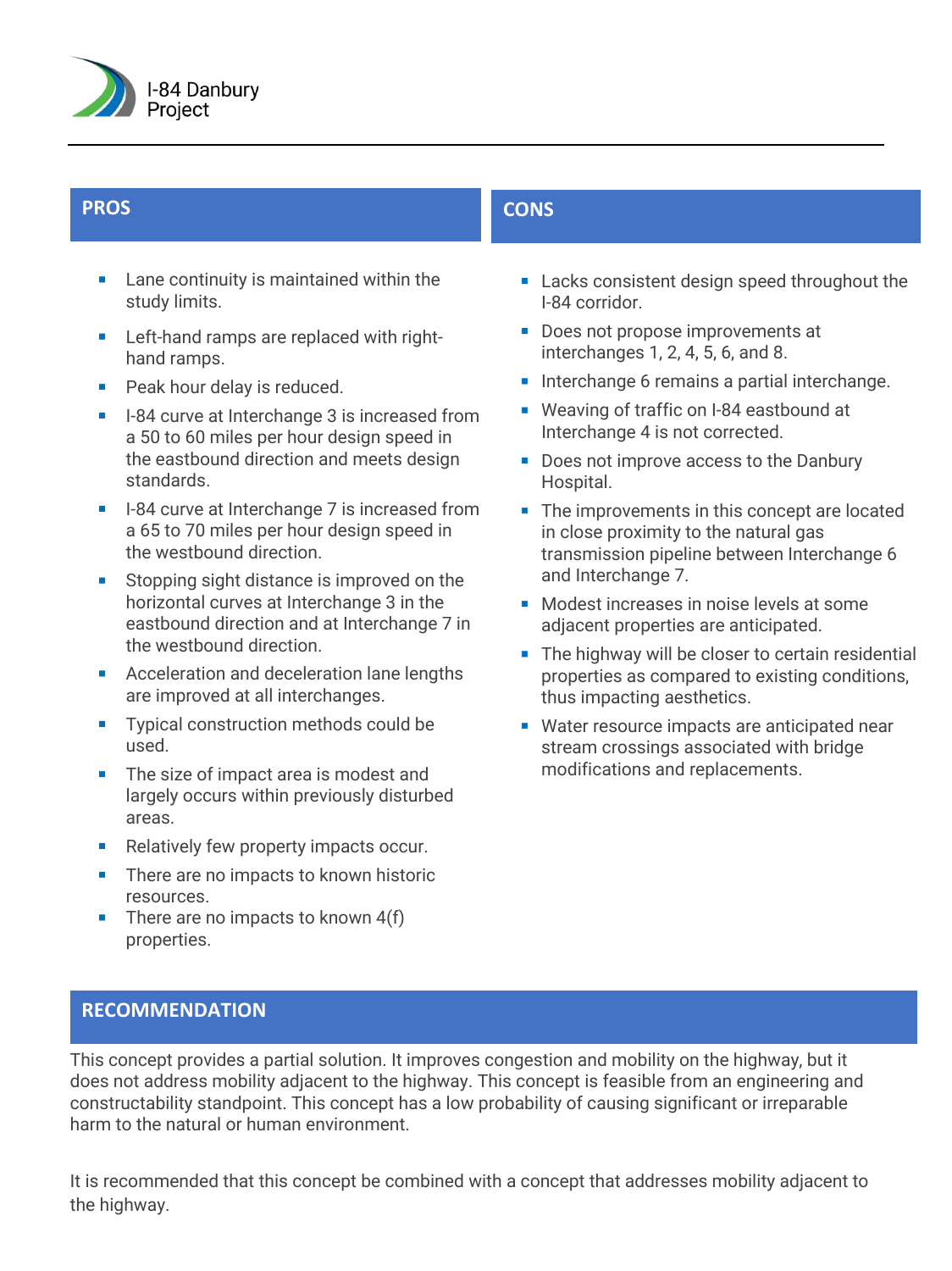## PROS

- Lane continuity is maintained within the study limits.
- Left-hand ramps are replaced with right-hand ramps.
- Peak hour delay is reduced.
- I-84 curve at Interchange 3 is increased from a 50 to 60 miles per hour design speed in the eastbound direction and meets design standards.
- I-84 curve at Interchange 7 is increased from a 65 to 70 miles per hour design speed in the westbound direction.
- Stopping sight distance is improved on the horizontal curves at Interchange 3 in the eastbound direction and at Interchange 7 in the westbound direction.
- Acceleration and deceleration lane lengths are improved at all interchanges.
- Typical construction methods could be used.
- The size of impact area is modest and largely occurs within previously disturbed areas.
- Relatively few property impacts occur.
- There are no impacts to known historic resources.
- There are no impacts to known 4(f) properties.

## CONS

- Lacks consistent design speed throughout the I-84 corridor.
- Does not propose improvements at interchanges 1, 2, 4, 5, 6, and 8.
- Interchange 6 remains a partial interchange.
- Weaving of traffic on I-84 eastbound at Interchange 4 is not corrected.
- Does not improve access to the Danbury Hospital.
- The improvements in this concept are located in close proximity to the natural gas transmission pipeline between Interchange 6 and Interchange 7.
- Modest increases in noise levels at some adjacent properties are anticipated.
- The highway will be closer to certain residential properties as compared to existing conditions, thus impacting aesthetics.
- Water resource impacts are anticipated near stream crossings associated with bridge modifications and replacements.

## RECOMMENDATION

This concept provides a partial solution. It improves congestion and mobility on the highway, but it does not address mobility adjacent to the highway. This concept is feasible from an engineering and constructability standpoint. This concept has a low probability of causing significant or irreparable harm to the natural or human environment.

It is recommended that this concept be combined with a concept that addresses mobility adjacent to the highway.